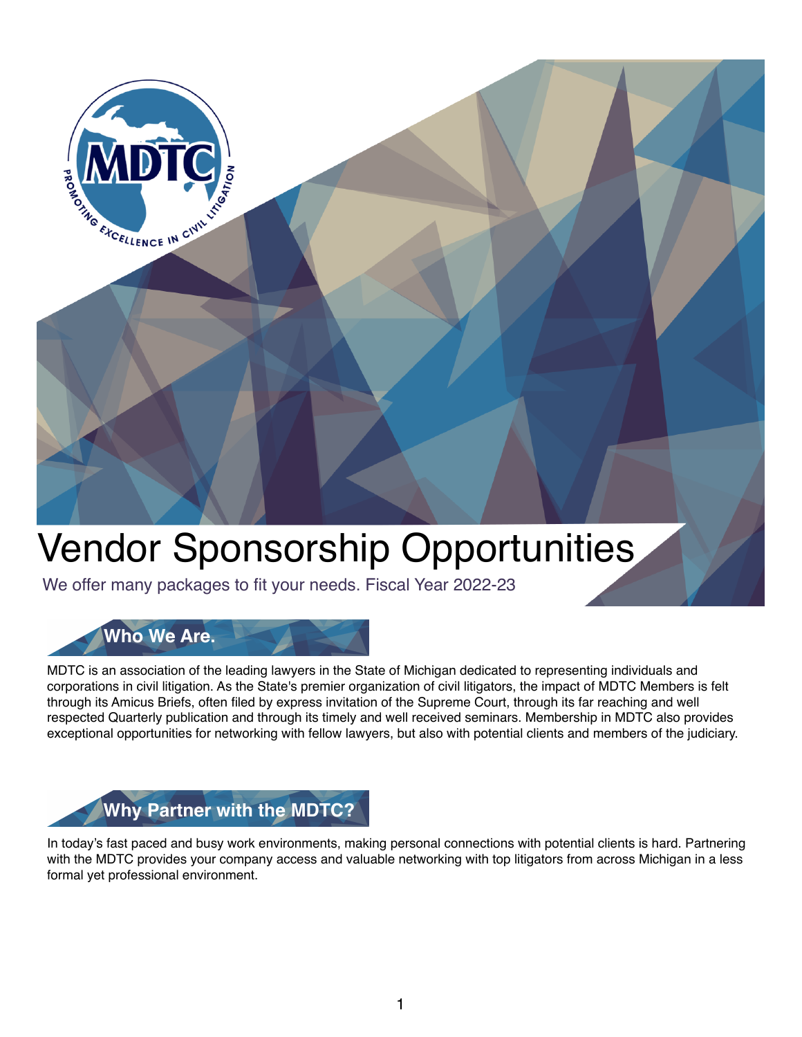# Vendor Sponsorship Opportunities

We offer many packages to fit your needs. Fiscal Year 2022-23

## Who We Are.

MDTC is an association of the leading lawyers in the State of Michigan dedicated to representing individuals and corporations in civil litigation. As the State's premier organization of civil litigators, the impact of MDTC Members is felt through its Amicus Briefs, often filed by express invitation of the Supreme Court, through its far reaching and well respected Quarterly publication and through its timely and well received seminars. Membership in MDTC also provides exceptional opportunities for networking with fellow lawyers, but also with potential clients and members of the judiciary.

## Why Partner with the MDTC?

In today's fast paced and busy work environments, making personal connections with potential clients is hard. Partnering with the MDTC provides your company access and valuable networking with top litigators from across Michigan in a less formal yet professional environment.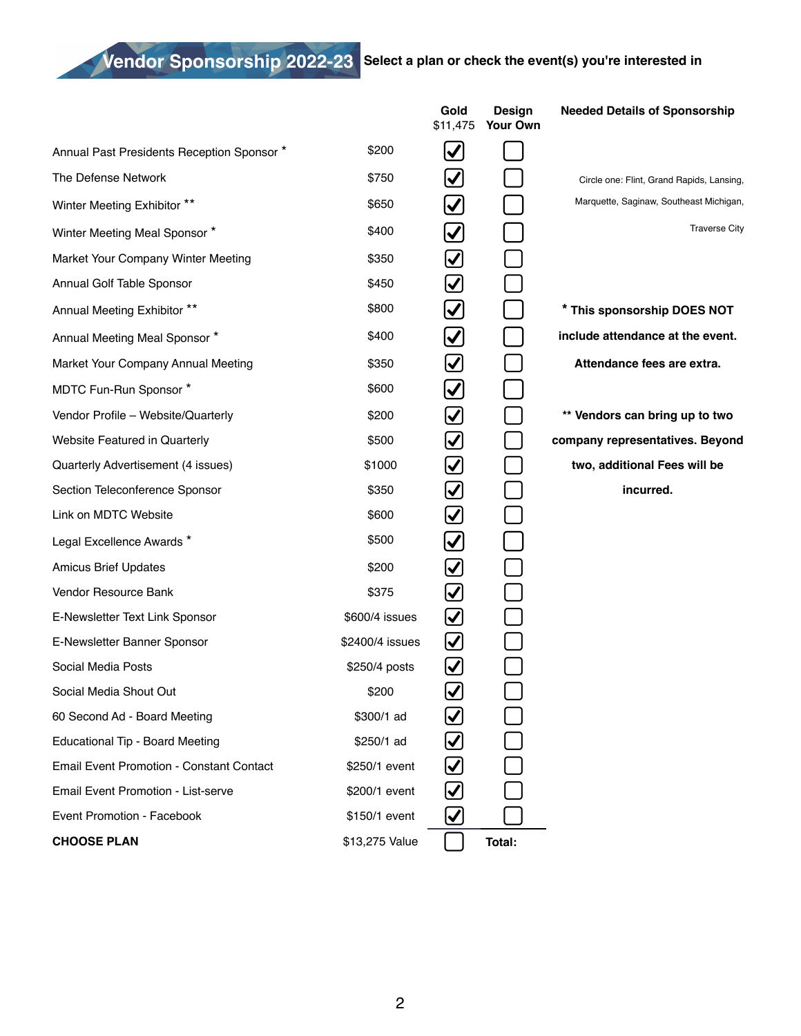# Vendor Sponsorship 2022-23

**Select a plan or check the event(s) you're interested in**

| | | Gold $11,475 | Design Your Own |
|---|---|---|---|
| Annual Past Presidents Reception Sponsor * | $200 | ☑ | ☐ |
| The Defense Network | $750 | ☑ | ☐ |
| Winter Meeting Exhibitor ** | $650 | ☑ | ☐ |
| Winter Meeting Meal Sponsor * | $400 | ☑ | ☐ |
| Market Your Company Winter Meeting | $350 | ☑ | ☐ |
| Annual Golf Table Sponsor | $450 | ☑ | ☐ |
| Annual Meeting Exhibitor ** | $800 | ☑ | ☐ |
| Annual Meeting Meal Sponsor * | $400 | ☑ | ☐ |
| Market Your Company Annual Meeting | $350 | ☑ | ☐ |
| MDTC Fun-Run Sponsor * | $600 | ☑ | ☐ |
| Vendor Profile – Website/Quarterly | $200 | ☑ | ☐ |
| Website Featured in Quarterly | $500 | ☑ | ☐ |
| Quarterly Advertisement (4 issues) | $1000 | ☑ | ☐ |
| Section Teleconference Sponsor | $350 | ☑ | ☐ |
| Link on MDTC Website | $600 | ☑ | ☐ |
| Legal Excellence Awards * | $500 | ☑ | ☐ |
| Amicus Brief Updates | $200 | ☑ | ☐ |
| Vendor Resource Bank | $375 | ☑ | ☐ |
| E-Newsletter Text Link Sponsor | $600/4 issues | ☑ | ☐ |
| E-Newsletter Banner Sponsor | $2400/4 issues | ☑ | ☐ |
| Social Media Posts | $250/4 posts | ☑ | ☐ |
| Social Media Shout Out | $200 | ☑ | ☐ |
| 60 Second Ad - Board Meeting | $300/1 ad | ☑ | ☐ |
| Educational Tip - Board Meeting | $250/1 ad | ☑ | ☐ |
| Email Event Promotion - Constant Contact | $250/1 event | ☑ | ☐ |
| Email Event Promotion - List-serve | $200/1 event | ☑ | ☐ |
| Event Promotion - Facebook | $150/1 event | ☑ | ☐ |
| **CHOOSE PLAN** | $13,275 Value | ☐ | **Total:** |

**Needed Details of Sponsorship**

Circle one: Flint, Grand Rapids, Lansing, Marquette, Saginaw, Southeast Michigan, Traverse City

**\* This sponsorship DOES NOT include attendance at the event. Attendance fees are extra.**

**\*\* Vendors can bring up to two company representatives. Beyond two, additional Fees will be incurred.**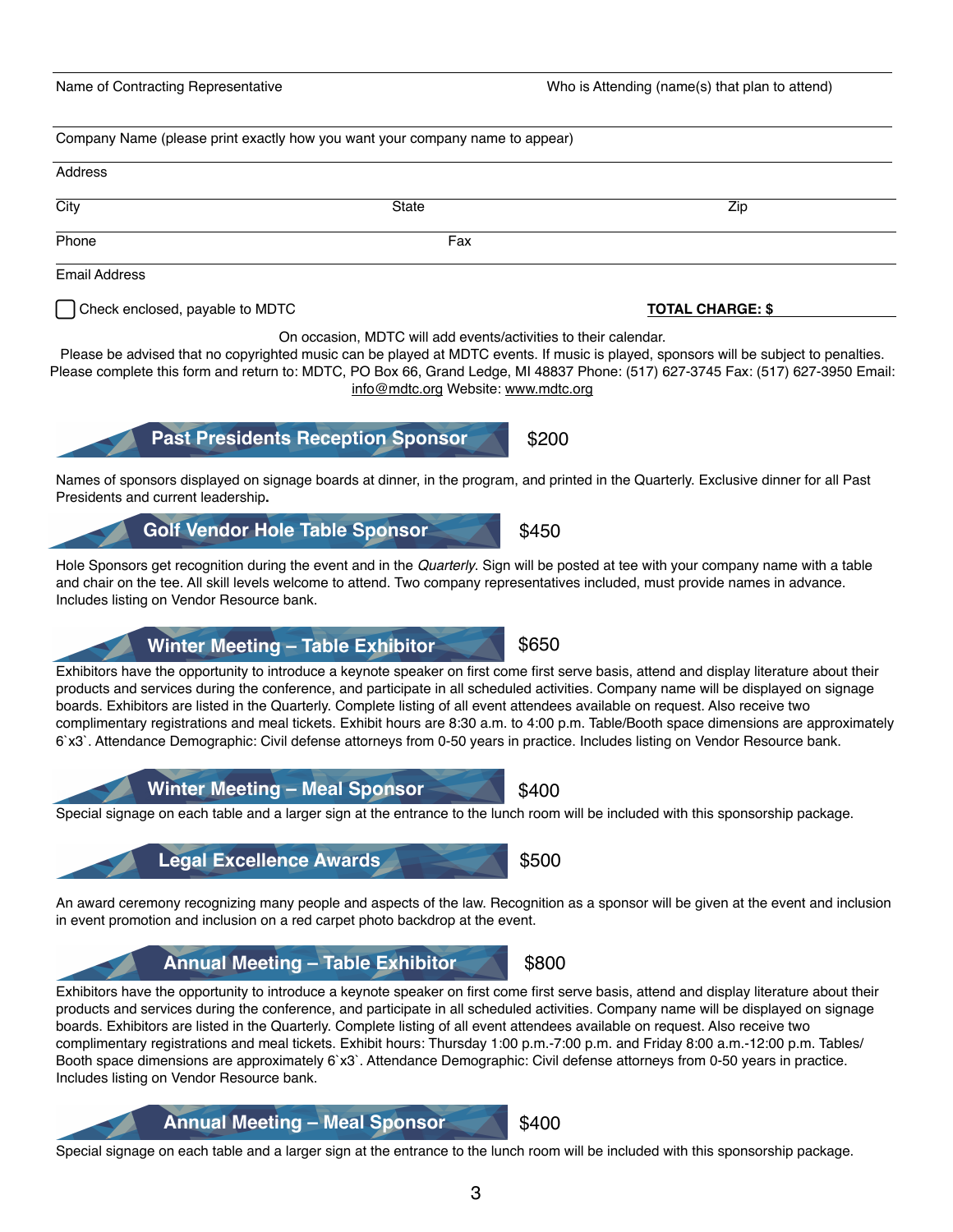Name of Contracting Representative _______________ Who is Attending (name(s) that plan to attend) _______________

Company Name (please print exactly how you want your company name to appear) _______________

Address _______________

City _______________ State _______________ Zip _______________

Phone _______________ Fax _______________

Email Address _______________

☐ Check enclosed, payable to MDTC

**TOTAL CHARGE: $** _______________

On occasion, MDTC will add events/activities to their calendar.

Please be advised that no copyrighted music can be played at MDTC events. If music is played, sponsors will be subject to penalties.

Please complete this form and return to: MDTC, PO Box 66, Grand Ledge, MI 48837 Phone: (517) 627-3745 Fax: (517) 627-3950 Email: info@mdtc.org Website: www.mdtc.org

## Past Presidents Reception Sponsor — $200

Names of sponsors displayed on signage boards at dinner, in the program, and printed in the Quarterly. Exclusive dinner for all Past Presidents and current leadership.

## Golf Vendor Hole Table Sponsor — $450

Hole Sponsors get recognition during the event and in the *Quarterly*. Sign will be posted at tee with your company name with a table and chair on the tee. All skill levels welcome to attend. Two company representatives included, must provide names in advance. Includes listing on Vendor Resource bank.

## Winter Meeting – Table Exhibitor — $650

Exhibitors have the opportunity to introduce a keynote speaker on first come first serve basis, attend and display literature about their products and services during the conference, and participate in all scheduled activities. Company name will be displayed on signage boards. Exhibitors are listed in the Quarterly. Complete listing of all event attendees available on request. Also receive two complimentary registrations and meal tickets. Exhibit hours are 8:30 a.m. to 4:00 p.m. Table/Booth space dimensions are approximately 6`x3`. Attendance Demographic: Civil defense attorneys from 0-50 years in practice. Includes listing on Vendor Resource bank.

## Winter Meeting – Meal Sponsor — $400

Special signage on each table and a larger sign at the entrance to the lunch room will be included with this sponsorship package.

## Legal Excellence Awards — $500

An award ceremony recognizing many people and aspects of the law. Recognition as a sponsor will be given at the event and inclusion in event promotion and inclusion on a red carpet photo backdrop at the event.

## Annual Meeting – Table Exhibitor — $800

Exhibitors have the opportunity to introduce a keynote speaker on first come first serve basis, attend and display literature about their products and services during the conference, and participate in all scheduled activities. Company name will be displayed on signage boards. Exhibitors are listed in the Quarterly. Complete listing of all event attendees available on request. Also receive two complimentary registrations and meal tickets. Exhibit hours: Thursday 1:00 p.m.-7:00 p.m. and Friday 8:00 a.m.-12:00 p.m. Tables/Booth space dimensions are approximately 6`x3`. Attendance Demographic: Civil defense attorneys from 0-50 years in practice. Includes listing on Vendor Resource bank.

## Annual Meeting – Meal Sponsor — $400

Special signage on each table and a larger sign at the entrance to the lunch room will be included with this sponsorship package.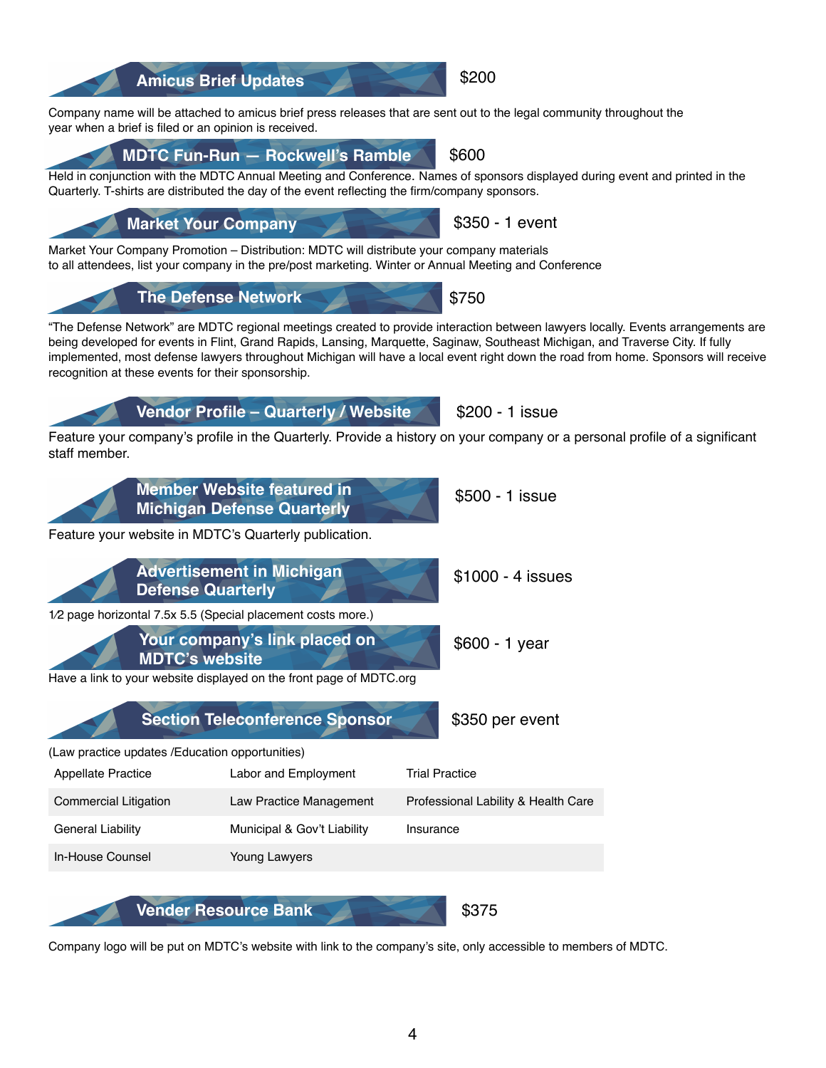## Amicus Brief Updates

$200

Company name will be attached to amicus brief press releases that are sent out to the legal community throughout the year when a brief is filed or an opinion is received.

## MDTC Fun-Run — Rockwell's Ramble

$600

Held in conjunction with the MDTC Annual Meeting and Conference. Names of sponsors displayed during event and printed in the Quarterly. T-shirts are distributed the day of the event reflecting the firm/company sponsors.

## Market Your Company

$350 - 1 event

Market Your Company Promotion – Distribution: MDTC will distribute your company materials to all attendees, list your company in the pre/post marketing. Winter or Annual Meeting and Conference

## The Defense Network

$750

"The Defense Network" are MDTC regional meetings created to provide interaction between lawyers locally. Events arrangements are being developed for events in Flint, Grand Rapids, Lansing, Marquette, Saginaw, Southeast Michigan, and Traverse City. If fully implemented, most defense lawyers throughout Michigan will have a local event right down the road from home. Sponsors will receive recognition at these events for their sponsorship.

## Vendor Profile – Quarterly / Website

$200 - 1 issue

Feature your company's profile in the Quarterly. Provide a history on your company or a personal profile of a significant staff member.

## Member Website featured in Michigan Defense Quarterly

$500 - 1 issue

Feature your website in MDTC's Quarterly publication.

## Advertisement in Michigan Defense Quarterly

$1000 - 4 issues

1⁄2 page horizontal 7.5x 5.5 (Special placement costs more.)

## Your company's link placed on MDTC's website

$600 - 1 year

Have a link to your website displayed on the front page of MDTC.org

## Section Teleconference Sponsor

$350 per event

(Law practice updates /Education opportunities)

| | | |
|---|---|---|
| Appellate Practice | Labor and Employment | Trial Practice |
| Commercial Litigation | Law Practice Management | Professional Lability & Health Care |
| General Liability | Municipal & Gov't Liability | Insurance |
| In-House Counsel | Young Lawyers | |

## Vender Resource Bank

$375

Company logo will be put on MDTC's website with link to the company's site, only accessible to members of MDTC.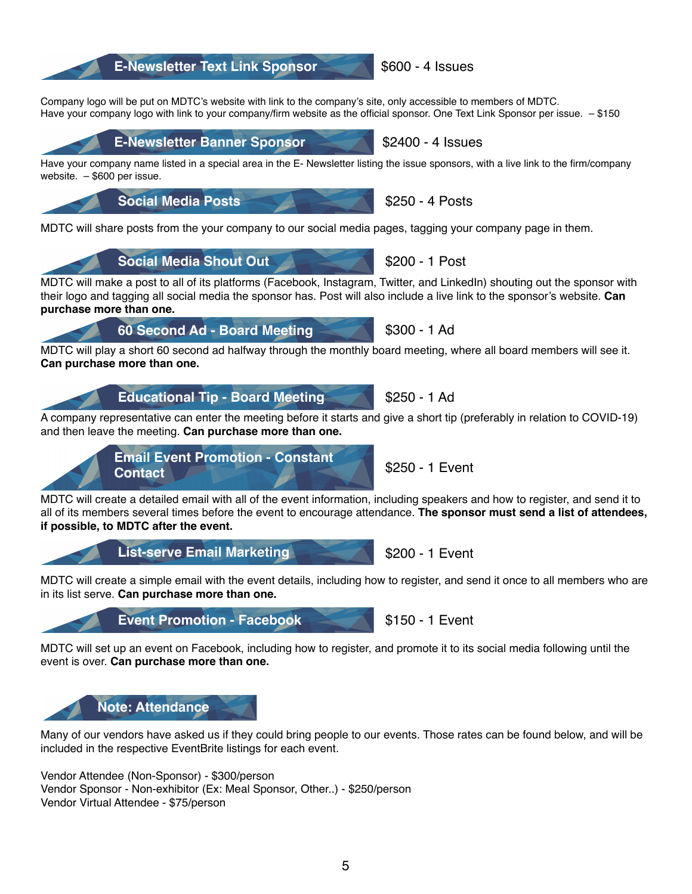## E-Newsletter Text Link Sponsor

$600 - 4 Issues

Company logo will be put on MDTC's website with link to the company's site, only accessible to members of MDTC.
Have your company logo with link to your company/firm website as the official sponsor. One Text Link Sponsor per issue. – $150

## E-Newsletter Banner Sponsor

$2400 - 4 Issues

Have your company name listed in a special area in the E- Newsletter listing the issue sponsors, with a live link to the firm/company website. – $600 per issue.

## Social Media Posts

$250 - 4 Posts

MDTC will share posts from the your company to our social media pages, tagging your company page in them.

## Social Media Shout Out

$200 - 1 Post

MDTC will make a post to all of its platforms (Facebook, Instagram, Twitter, and LinkedIn) shouting out the sponsor with their logo and tagging all social media the sponsor has. Post will also include a live link to the sponsor's website. **Can purchase more than one.**

## 60 Second Ad - Board Meeting

$300 - 1 Ad

MDTC will play a short 60 second ad halfway through the monthly board meeting, where all board members will see it. **Can purchase more than one.**

## Educational Tip - Board Meeting

$250 - 1 Ad

A company representative can enter the meeting before it starts and give a short tip (preferably in relation to COVID-19) and then leave the meeting. **Can purchase more than one.**

## Email Event Promotion - Constant Contact

$250 - 1 Event

MDTC will create a detailed email with all of the event information, including speakers and how to register, and send it to all of its members several times before the event to encourage attendance. **The sponsor must send a list of attendees, if possible, to MDTC after the event.**

## List-serve Email Marketing

$200 - 1 Event

MDTC will create a simple email with the event details, including how to register, and send it once to all members who are in its list serve. **Can purchase more than one.**

## Event Promotion - Facebook

$150 - 1 Event

MDTC will set up an event on Facebook, including how to register, and promote it to its social media following until the event is over. **Can purchase more than one.**

## Note: Attendance

Many of our vendors have asked us if they could bring people to our events. Those rates can be found below, and will be included in the respective EventBrite listings for each event.

Vendor Attendee (Non-Sponsor) - $300/person
Vendor Sponsor - Non-exhibitor (Ex: Meal Sponsor, Other..) - $250/person
Vendor Virtual Attendee - $75/person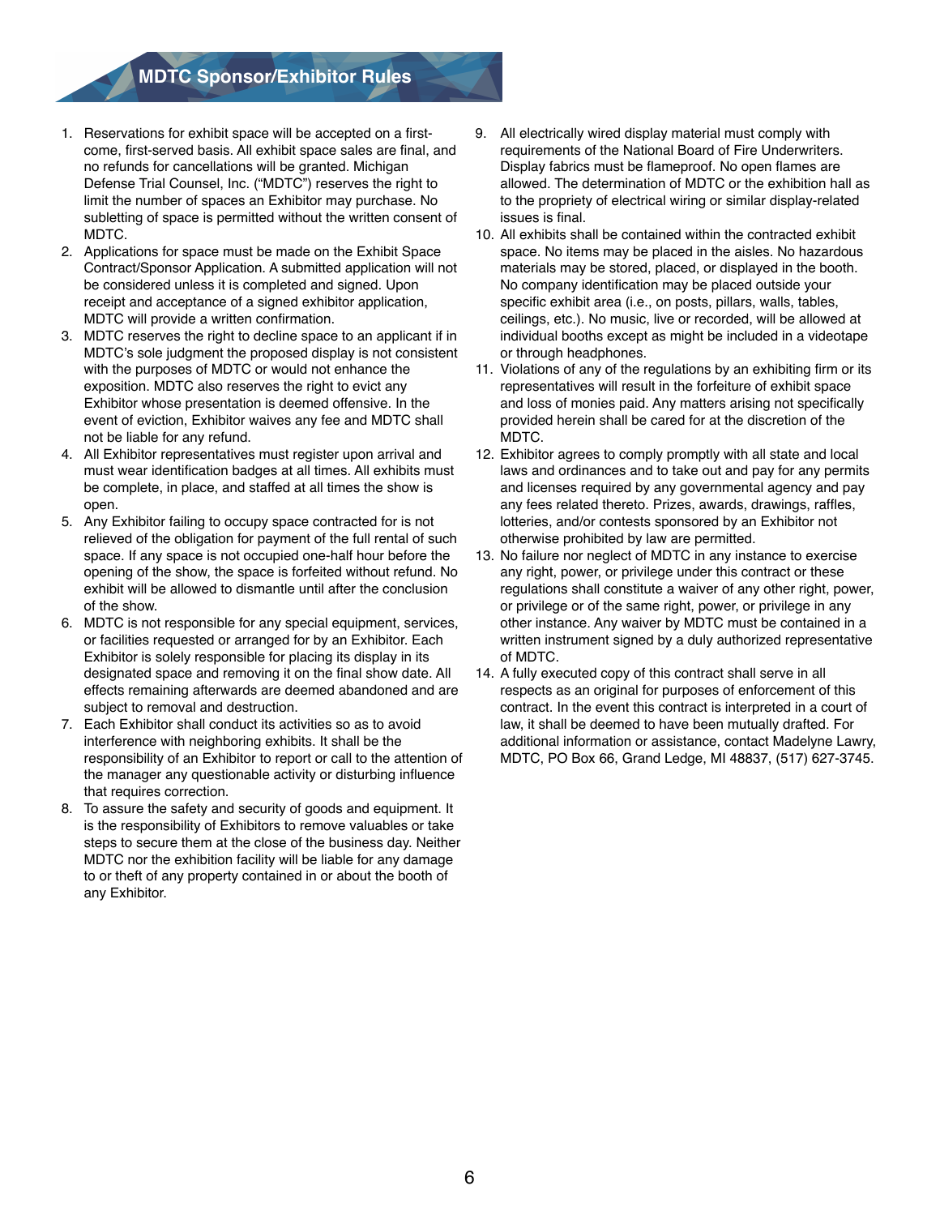# MDTC Sponsor/Exhibitor Rules

1. Reservations for exhibit space will be accepted on a first-come, first-served basis. All exhibit space sales are final, and no refunds for cancellations will be granted. Michigan Defense Trial Counsel, Inc. ("MDTC") reserves the right to limit the number of spaces an Exhibitor may purchase. No subletting of space is permitted without the written consent of MDTC.
2. Applications for space must be made on the Exhibit Space Contract/Sponsor Application. A submitted application will not be considered unless it is completed and signed. Upon receipt and acceptance of a signed exhibitor application, MDTC will provide a written confirmation.
3. MDTC reserves the right to decline space to an applicant if in MDTC's sole judgment the proposed display is not consistent with the purposes of MDTC or would not enhance the exposition. MDTC also reserves the right to evict any Exhibitor whose presentation is deemed offensive. In the event of eviction, Exhibitor waives any fee and MDTC shall not be liable for any refund.
4. All Exhibitor representatives must register upon arrival and must wear identification badges at all times. All exhibits must be complete, in place, and staffed at all times the show is open.
5. Any Exhibitor failing to occupy space contracted for is not relieved of the obligation for payment of the full rental of such space. If any space is not occupied one-half hour before the opening of the show, the space is forfeited without refund. No exhibit will be allowed to dismantle until after the conclusion of the show.
6. MDTC is not responsible for any special equipment, services, or facilities requested or arranged for by an Exhibitor. Each Exhibitor is solely responsible for placing its display in its designated space and removing it on the final show date. All effects remaining afterwards are deemed abandoned and are subject to removal and destruction.
7. Each Exhibitor shall conduct its activities so as to avoid interference with neighboring exhibits. It shall be the responsibility of an Exhibitor to report or call to the attention of the manager any questionable activity or disturbing influence that requires correction.
8. To assure the safety and security of goods and equipment. It is the responsibility of Exhibitors to remove valuables or take steps to secure them at the close of the business day. Neither MDTC nor the exhibition facility will be liable for any damage to or theft of any property contained in or about the booth of any Exhibitor.
9. All electrically wired display material must comply with requirements of the National Board of Fire Underwriters. Display fabrics must be flameproof. No open flames are allowed. The determination of MDTC or the exhibition hall as to the propriety of electrical wiring or similar display-related issues is final.
10. All exhibits shall be contained within the contracted exhibit space. No items may be placed in the aisles. No hazardous materials may be stored, placed, or displayed in the booth. No company identification may be placed outside your specific exhibit area (i.e., on posts, pillars, walls, tables, ceilings, etc.). No music, live or recorded, will be allowed at individual booths except as might be included in a videotape or through headphones.
11. Violations of any of the regulations by an exhibiting firm or its representatives will result in the forfeiture of exhibit space and loss of monies paid. Any matters arising not specifically provided herein shall be cared for at the discretion of the MDTC.
12. Exhibitor agrees to comply promptly with all state and local laws and ordinances and to take out and pay for any permits and licenses required by any governmental agency and pay any fees related thereto. Prizes, awards, drawings, raffles, lotteries, and/or contests sponsored by an Exhibitor not otherwise prohibited by law are permitted.
13. No failure nor neglect of MDTC in any instance to exercise any right, power, or privilege under this contract or these regulations shall constitute a waiver of any other right, power, or privilege or of the same right, power, or privilege in any other instance. Any waiver by MDTC must be contained in a written instrument signed by a duly authorized representative of MDTC.
14. A fully executed copy of this contract shall serve in all respects as an original for purposes of enforcement of this contract. In the event this contract is interpreted in a court of law, it shall be deemed to have been mutually drafted. For additional information or assistance, contact Madelyne Lawry, MDTC, PO Box 66, Grand Ledge, MI 48837, (517) 627-3745.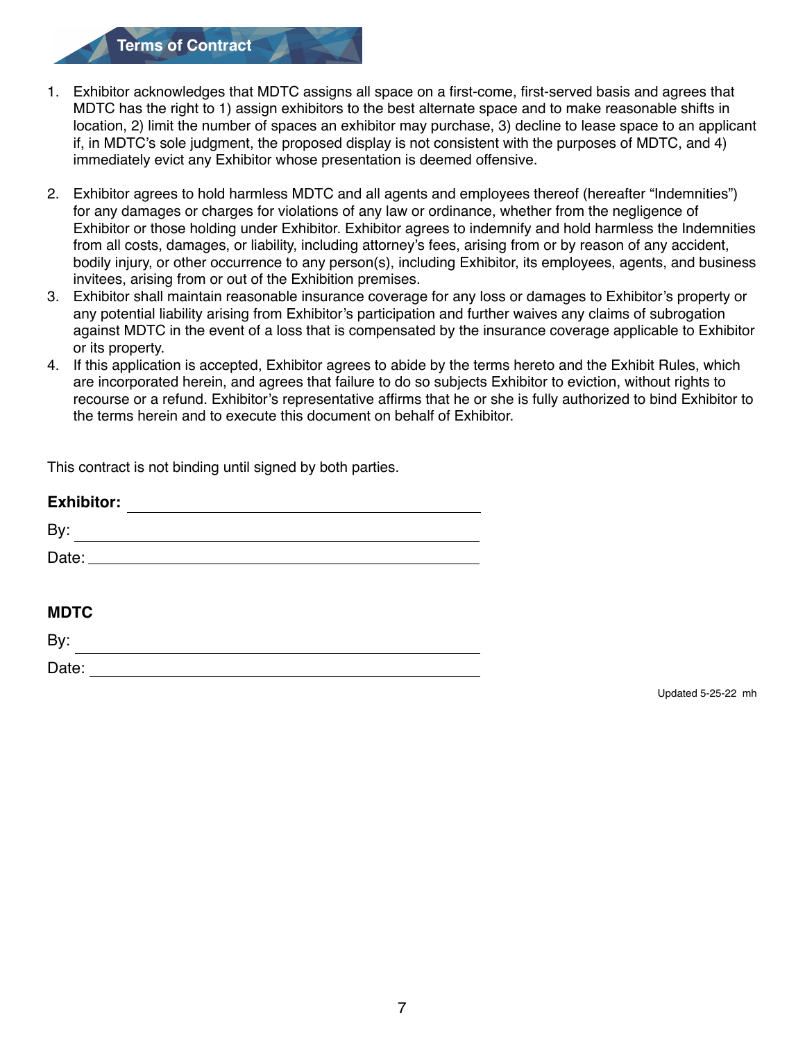## Terms of Contract

1. Exhibitor acknowledges that MDTC assigns all space on a first-come, first-served basis and agrees that MDTC has the right to 1) assign exhibitors to the best alternate space and to make reasonable shifts in location, 2) limit the number of spaces an exhibitor may purchase, 3) decline to lease space to an applicant if, in MDTC's sole judgment, the proposed display is not consistent with the purposes of MDTC, and 4) immediately evict any Exhibitor whose presentation is deemed offensive.

2. Exhibitor agrees to hold harmless MDTC and all agents and employees thereof (hereafter "Indemnities") for any damages or charges for violations of any law or ordinance, whether from the negligence of Exhibitor or those holding under Exhibitor. Exhibitor agrees to indemnify and hold harmless the Indemnities from all costs, damages, or liability, including attorney's fees, arising from or by reason of any accident, bodily injury, or other occurrence to any person(s), including Exhibitor, its employees, agents, and business invitees, arising from or out of the Exhibition premises.
3. Exhibitor shall maintain reasonable insurance coverage for any loss or damages to Exhibitor's property or any potential liability arising from Exhibitor's participation and further waives any claims of subrogation against MDTC in the event of a loss that is compensated by the insurance coverage applicable to Exhibitor or its property.
4. If this application is accepted, Exhibitor agrees to abide by the terms hereto and the Exhibit Rules, which are incorporated herein, and agrees that failure to do so subjects Exhibitor to eviction, without rights to recourse or a refund. Exhibitor's representative affirms that he or she is fully authorized to bind Exhibitor to the terms herein and to execute this document on behalf of Exhibitor.

This contract is not binding until signed by both parties.

**Exhibitor:** ______________________________

By: ______________________________

Date: ______________________________

**MDTC**

By: ______________________________

Date: ______________________________

Updated 5-25-22 mh